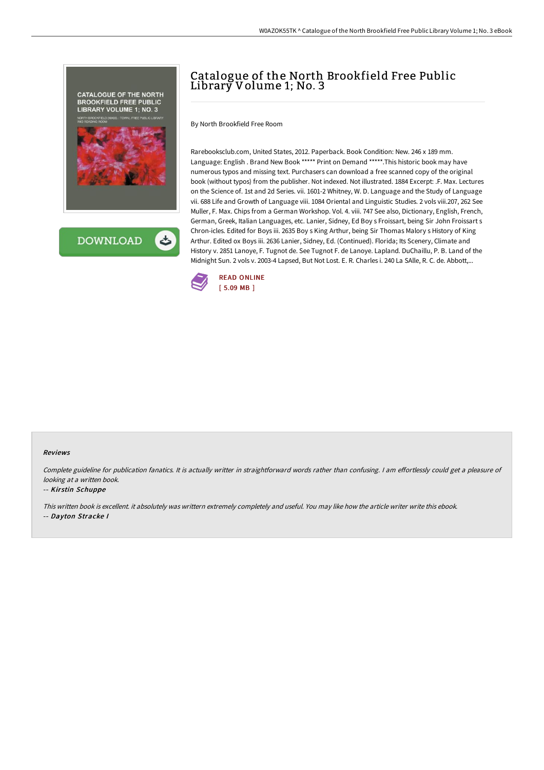# Catalogue of the North Brookfield Free Public Library Volume 1; No. 3

By North Brookfield Free Room

Rarebooksclub.com, United States, 2012. Paperback. Book Condition: New. 246 x 189 mm. Language: English . Brand New Book ***** Print on Demand *****.This historic book may have numerous typos and missing text. Purchasers can download a free scanned copy of the original book (without typos) from the publisher. Not indexed. Not illustrated. 1884 Excerpt: .F. Max. Lectures on the Science of. 1st and 2d Series. vii. 1601-2 Whitney, W. D. Language and the Study of Language vii. 688 Life and Growth of Language viii. 1084 Oriental and Linguistic Studies. 2 vols viii.207, 262 See Muller, F. Max. Chips from a German Workshop. Vol. 4. viii. 747 See also, Dictionary, English, French, German, Greek, Italian Languages, etc. Lanier, Sidney, Ed Boy s Froissart, being Sir John Froissart s Chron-icles. Edited for Boys iii. 2635 Boy s King Arthur, being Sir Thomas Malory s History of King Arthur. Edited ox Boys iii. 2636 Lanier, Sidney, Ed. (Continued). Florida; Its Scenery, Climate and History v. 2851 Lanoye, F. Tugnot de. See Tugnot F. de Lanoye. Lapland. DuChaillu, P. B. Land of the Midnight Sun. 2 vols v. 2003-4 Lapsed, But Not Lost. E. R. Charles i. 240 La SAlle, R. C. de. Abbott,...

READ ONLINE
[ 5.09 MB ]

#### Reviews

*Complete guideline for publication fanatics. It is actually writter in straightforward words rather than confusing. I am effortlessly could get a pleasure of looking at a written book.*

-- *Kirstin Schuppe*

*This written book is excellent. it absolutely was writtern extremely completely and useful. You may like how the article writer write this ebook.*

-- *Dayton Stracke I*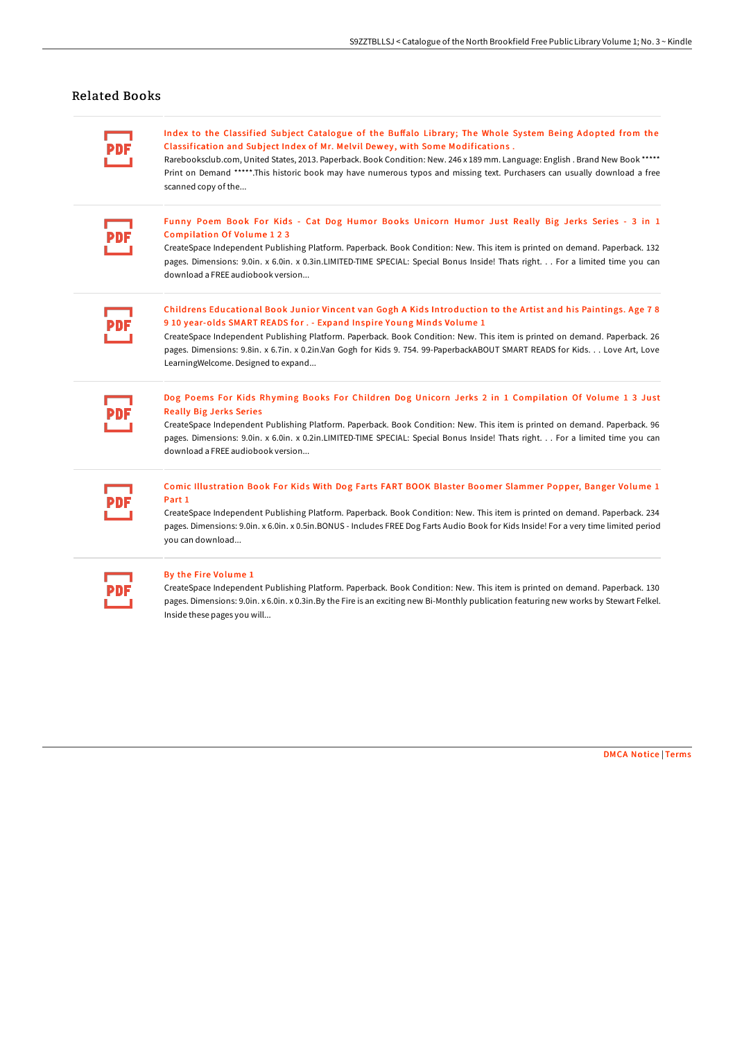## Related Books

**Index to the Classified Subject Catalogue of the Buffalo Library; The Whole System Being Adopted from the Classification and Subject Index of Mr. Melvil Dewey, with Some Modifications .**

Rarebooksclub.com, United States, 2013. Paperback. Book Condition: New. 246 x 189 mm. Language: English . Brand New Book ***** Print on Demand *****.This historic book may have numerous typos and missing text. Purchasers can usually download a free scanned copy of the...

**Funny Poem Book For Kids - Cat Dog Humor Books Unicorn Humor Just Really Big Jerks Series - 3 in 1 Compilation Of Volume 1 2 3**

CreateSpace Independent Publishing Platform. Paperback. Book Condition: New. This item is printed on demand. Paperback. 132 pages. Dimensions: 9.0in. x 6.0in. x 0.3in.LIMITED-TIME SPECIAL: Special Bonus Inside! Thats right. . . For a limited time you can download a FREE audiobook version...

**Childrens Educational Book Junior Vincent van Gogh A Kids Introduction to the Artist and his Paintings. Age 7 8 9 10 year-olds SMART READS for . - Expand Inspire Young Minds Volume 1**

CreateSpace Independent Publishing Platform. Paperback. Book Condition: New. This item is printed on demand. Paperback. 26 pages. Dimensions: 9.8in. x 6.7in. x 0.2in.Van Gogh for Kids 9. 754. 99-PaperbackABOUT SMART READS for Kids. . . Love Art, Love LearningWelcome. Designed to expand...

**Dog Poems For Kids Rhyming Books For Children Dog Unicorn Jerks 2 in 1 Compilation Of Volume 1 3 Just Really Big Jerks Series**

CreateSpace Independent Publishing Platform. Paperback. Book Condition: New. This item is printed on demand. Paperback. 96 pages. Dimensions: 9.0in. x 6.0in. x 0.2in.LIMITED-TIME SPECIAL: Special Bonus Inside! Thats right. . . For a limited time you can download a FREE audiobook version...

**Comic Illustration Book For Kids With Dog Farts FART BOOK Blaster Boomer Slammer Popper, Banger Volume 1 Part 1**

CreateSpace Independent Publishing Platform. Paperback. Book Condition: New. This item is printed on demand. Paperback. 234 pages. Dimensions: 9.0in. x 6.0in. x 0.5in.BONUS - Includes FREE Dog Farts Audio Book for Kids Inside! For a very time limited period you can download...

**By the Fire Volume 1**

CreateSpace Independent Publishing Platform. Paperback. Book Condition: New. This item is printed on demand. Paperback. 130 pages. Dimensions: 9.0in. x 6.0in. x 0.3in.By the Fire is an exciting new Bi-Monthly publication featuring new works by Stewart Felkel. Inside these pages you will...

DMCA Notice | Terms